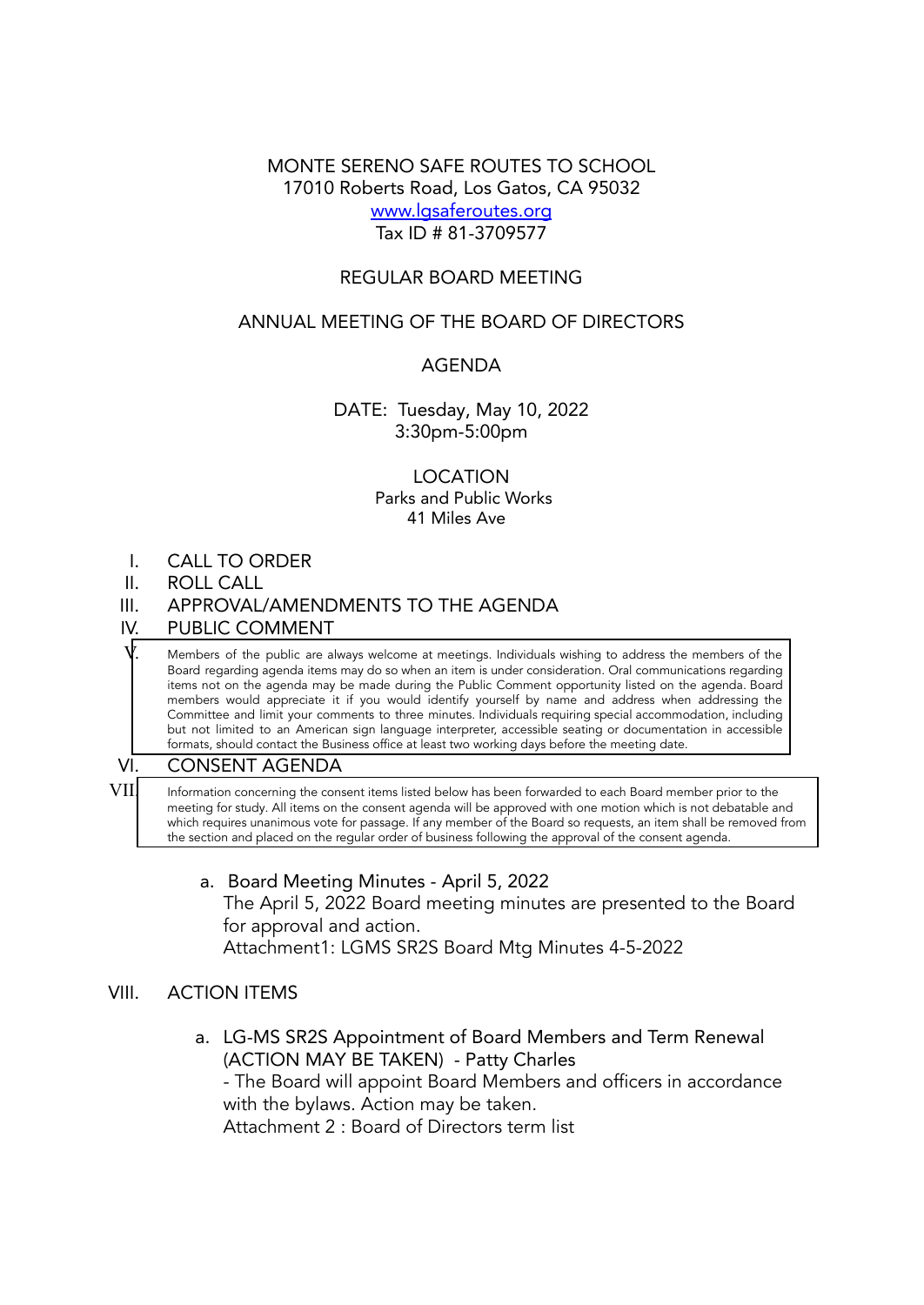MONTE SERENO SAFE ROUTES TO SCHOOL
17010 Roberts Road, Los Gatos, CA 95032
[www.lgsaferoutes.org](http://www.lgsaferoutes.org)
Tax ID # 81-3709577

REGULAR BOARD MEETING

ANNUAL MEETING OF THE BOARD OF DIRECTORS

AGENDA

DATE: Tuesday, May 10, 2022
3:30pm-5:00pm

LOCATION
Parks and Public Works
41 Miles Ave

I. CALL TO ORDER

II. ROLL CALL

III. APPROVAL/AMENDMENTS TO THE AGENDA

IV. PUBLIC COMMENT

V. Members of the public are always welcome at meetings. Individuals wishing to address the members of the Board regarding agenda items may do so when an item is under consideration. Oral communications regarding items not on the agenda may be made during the Public Comment opportunity listed on the agenda. Board members would appreciate it if you would identify yourself by name and address when addressing the Committee and limit your comments to three minutes. Individuals requiring special accommodation, including but not limited to an American sign language interpreter, accessible seating or documentation in accessible formats, should contact the Business office at least two working days before the meeting date.

VI. CONSENT AGENDA

VII. Information concerning the consent items listed below has been forwarded to each Board member prior to the meeting for study. All items on the consent agenda will be approved with one motion which is not debatable and which requires unanimous vote for passage. If any member of the Board so requests, an item shall be removed from the section and placed on the regular order of business following the approval of the consent agenda.

a. Board Meeting Minutes - April 5, 2022
The April 5, 2022 Board meeting minutes are presented to the Board for approval and action.
Attachment1: LGMS SR2S Board Mtg Minutes 4-5-2022

VIII. ACTION ITEMS

a. LG-MS SR2S Appointment of Board Members and Term Renewal (ACTION MAY BE TAKEN) - Patty Charles
- The Board will appoint Board Members and officers in accordance with the bylaws. Action may be taken.
Attachment 2 : Board of Directors term list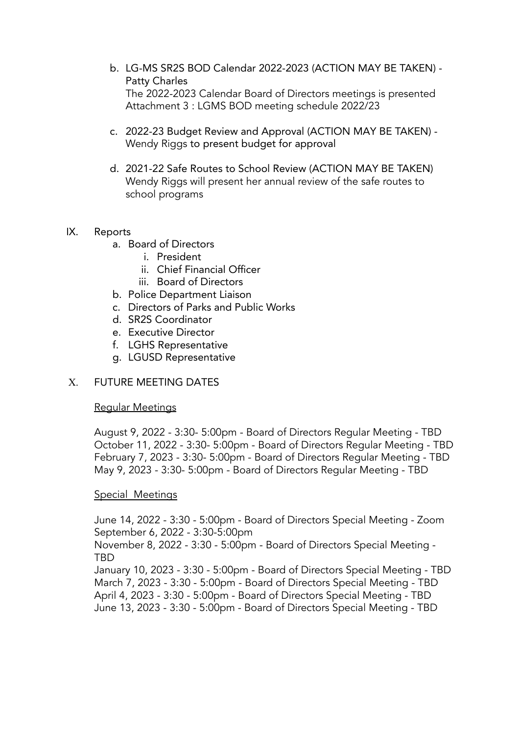b. LG-MS SR2S BOD Calendar 2022-2023 (ACTION MAY BE TAKEN) - Patty Charles
   The 2022-2023 Calendar Board of Directors meetings is presented
   Attachment 3 : LGMS BOD meeting schedule 2022/23

c. 2022-23 Budget Review and Approval (ACTION MAY BE TAKEN) - Wendy Riggs to present budget for approval

d. 2021-22 Safe Routes to School Review (ACTION MAY BE TAKEN)
   Wendy Riggs will present her annual review of the safe routes to school programs

IX. Reports
   a. Board of Directors
      i. President
      ii. Chief Financial Officer
      iii. Board of Directors
   b. Police Department Liaison
   c. Directors of Parks and Public Works
   d. SR2S Coordinator
   e. Executive Director
   f. LGHS Representative
   g. LGUSD Representative

X. FUTURE MEETING DATES

<u>Regular Meetings</u>

August 9, 2022 - 3:30- 5:00pm - Board of Directors Regular Meeting - TBD
October 11, 2022 - 3:30- 5:00pm - Board of Directors Regular Meeting - TBD
February 7, 2023 - 3:30- 5:00pm - Board of Directors Regular Meeting - TBD
May 9, 2023 - 3:30- 5:00pm - Board of Directors Regular Meeting - TBD

<u>Special Meetings</u>

June 14, 2022 - 3:30 - 5:00pm - Board of Directors Special Meeting - Zoom
September 6, 2022 - 3:30-5:00pm
November 8, 2022 - 3:30 - 5:00pm - Board of Directors Special Meeting - TBD
January 10, 2023 - 3:30 - 5:00pm - Board of Directors Special Meeting - TBD
March 7, 2023 - 3:30 - 5:00pm - Board of Directors Special Meeting - TBD
April 4, 2023 - 3:30 - 5:00pm - Board of Directors Special Meeting - TBD
June 13, 2023 - 3:30 - 5:00pm - Board of Directors Special Meeting - TBD